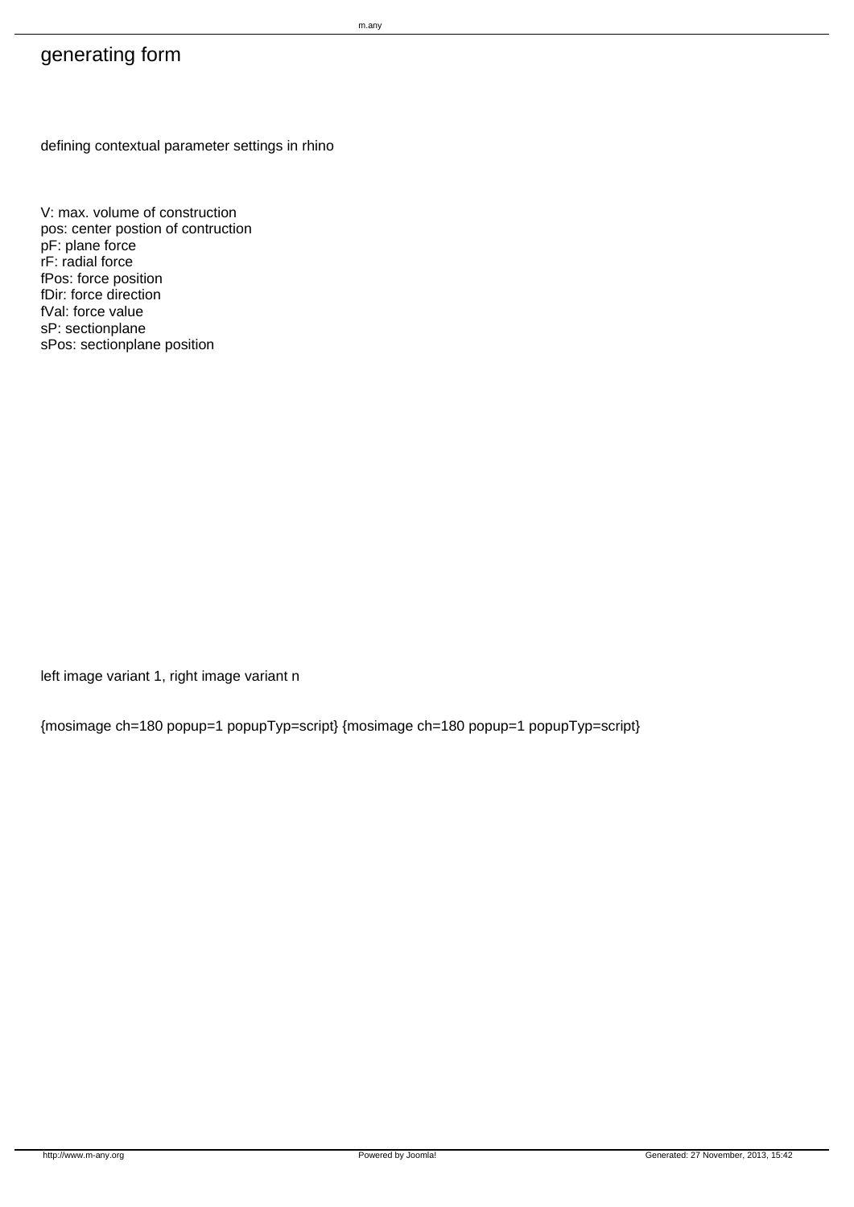# generating form

defining contextual parameter settings in rhino

V: max. volume of construction
pos: center postion of contruction
pF: plane force
rF: radial force
fPos: force position
fDir: force direction
fVal: force value
sP: sectionplane
sPos: sectionplane position

left image variant 1, right image variant n

{mosimage ch=180 popup=1 popupTyp=script} {mosimage ch=180 popup=1 popupTyp=script}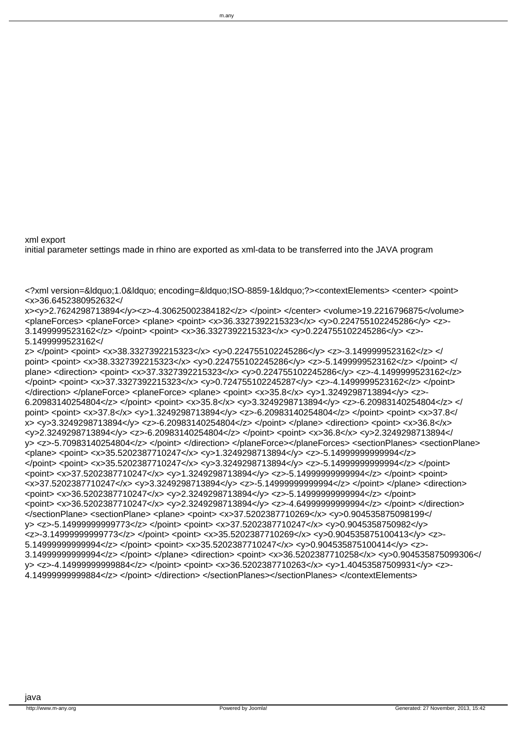xml export

initial parameter settings made in rhino are exported as xml-data to be transferred into the JAVA program

```
<?xml version=&ldquo;1.0&ldquo; encoding=&ldquo;ISO-8859-1&ldquo;?><contextElements> <center> <point> <x>36.6452380952632</
x><y>2.7624298713894</y><z>-4.30625002384182</z> </point> </center> <volume>19.2216796875</volume>
<planeForces> <planeForce> <plane> <point> <x>36.3327392215323</x> <y>0.224755102245286</y> <z>-
3.1499999523162</z> </point> <point> <x>36.3327392215323</x> <y>0.224755102245286</y> <z>-
5.1499999523162</
z> </point> <point> <x>38.3327392215323</x> <y>0.224755102245286</y> <z>-3.1499999523162</z> </
point> <point> <x>38.3327392215323</x> <y>0.224755102245286</y> <z>-5.1499999523162</z> </point> </
plane> <direction> <point> <x>37.3327392215323</x> <y>0.224755102245286</y> <z>-4.1499999523162</z>
</point> <point> <x>37.3327392215323</x> <y>0.724755102245287</y> <z>-4.1499999523162</z> </point>
</direction> </planeForce> <planeForce> <plane> <point> <x>35.8</x> <y>1.3249298713894</y> <z>-
6.20983140254804</z> </point> <point> <x>35.8</x> <y>3.3249298713894</y> <z>-6.20983140254804</z> </
point> <point> <x>37.8</x> <y>1.3249298713894</y> <z>-6.20983140254804</z> </point> <point> <x>37.8</
x> <y>3.3249298713894</y> <z>-6.20983140254804</z> </point> </plane> <direction> <point> <x>36.8</x>
<y>2.3249298713894</y> <z>-6.20983140254804</z> </point> <point> <x>36.8</x> <y>2.3249298713894</
y> <z>-5.70983140254804</z> </point> </direction> </planeForce></planeForces> <sectionPlanes> <sectionPlane>
<plane> <point> <x>35.5202387710247</x> <y>1.3249298713894</y> <z>-5.14999999999994</z>
</point> <point> <x>35.5202387710247</x> <y>3.3249298713894</y> <z>-5.14999999999994</z> </point>
<point> <x>37.5202387710247</x> <y>1.3249298713894</y> <z>-5.14999999999994</z> </point> <point>
<x>37.5202387710247</x> <y>3.3249298713894</y> <z>-5.14999999999994</z> </point> </plane> <direction>
<point> <x>36.5202387710247</x> <y>2.3249298713894</y> <z>-5.14999999999994</z> </point>
<point> <x>36.5202387710247</x> <y>2.3249298713894</y> <z>-4.64999999999994</z> </point> </direction>
</sectionPlane> <sectionPlane> <plane> <point> <x>37.5202387710269</x> <y>0.904535875098199</
y> <z>-5.14999999999773</z> </point> <point> <x>37.5202387710247</x> <y>0.9045358750982</y>
<z>-3.14999999999773</z> </point> <point> <x>35.5202387710269</x> <y>0.904535875100413</y> <z>-
5.14999999999994</z> </point> <point> <x>35.5202387710247</x> <y>0.904535875100414</y> <z>-
3.14999999999994</z> </point> </plane> <direction> <point> <x>36.5202387710258</x> <y>0.904535875099306</
y> <z>-4.14999999999884</z> </point> <point> <x>36.5202387710263</x> <y>1.40453587509931</y> <z>-
4.14999999999884</z> </point> </direction> </sectionPlanes></sectionPlanes> </contextElements>
```

java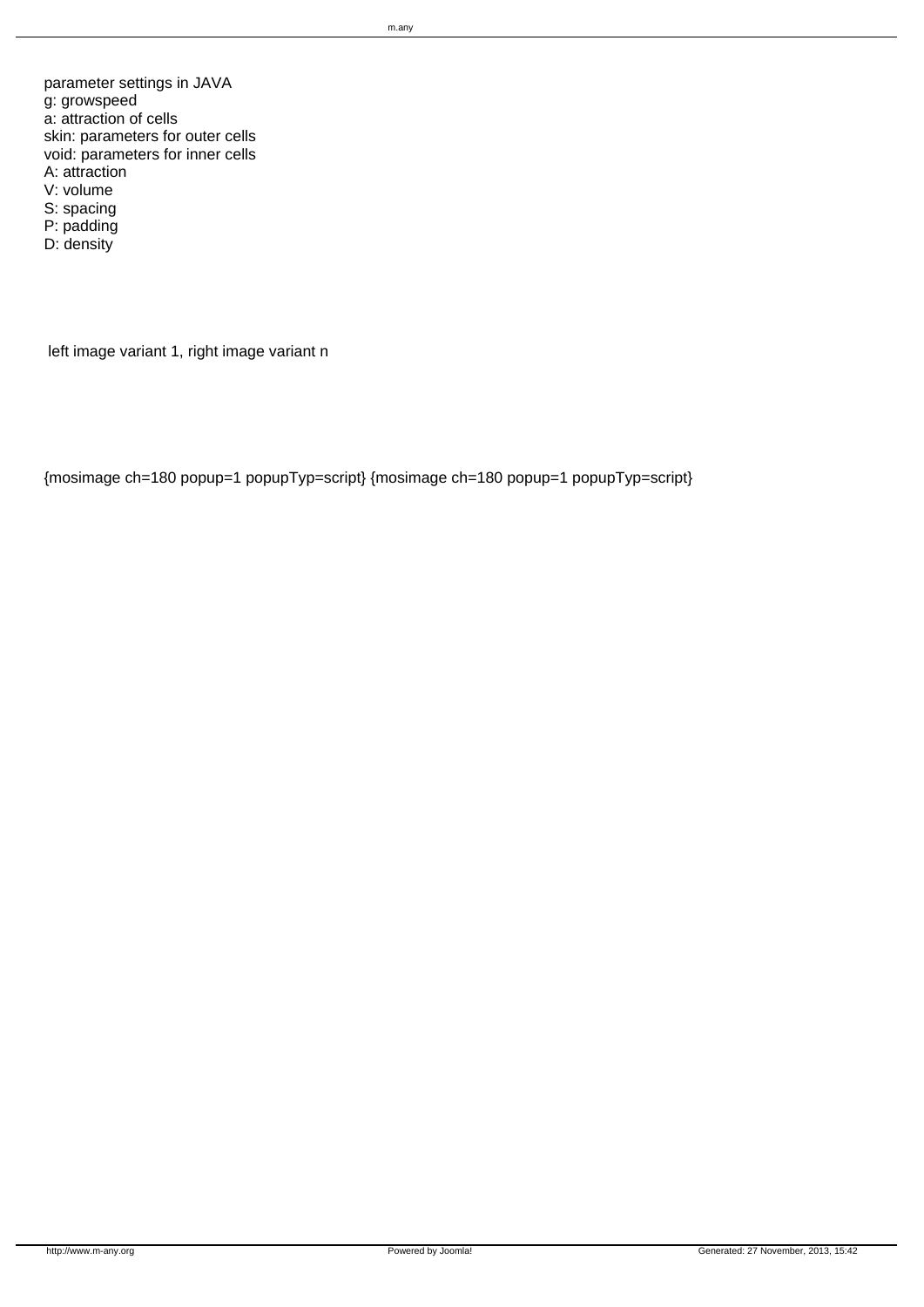parameter settings in JAVA
g: growspeed
a: attraction of cells
skin: parameters for outer cells
void: parameters for inner cells
A: attraction
V: volume
S: spacing
P: padding
D: density

left image variant 1, right image variant n

{mosimage ch=180 popup=1 popupTyp=script} {mosimage ch=180 popup=1 popupTyp=script}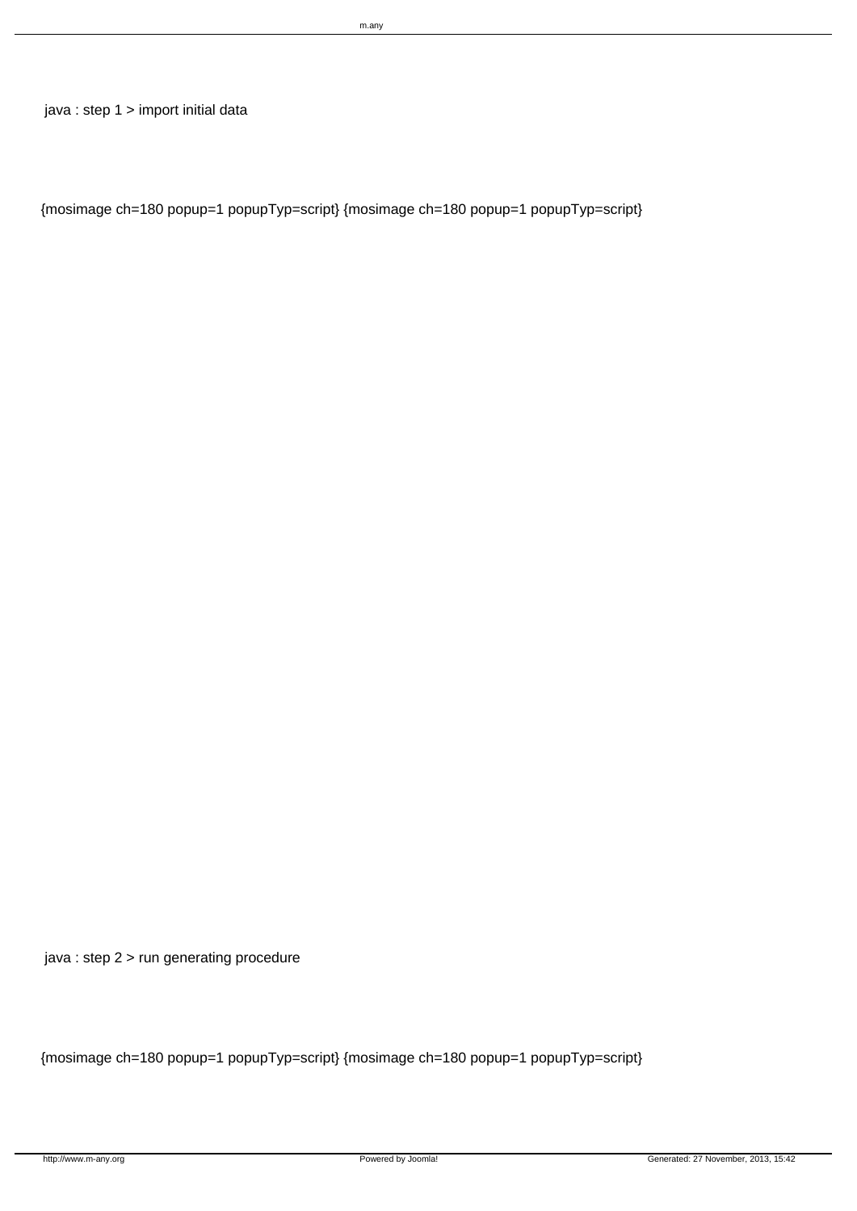java : step 1 > import initial data

{mosimage ch=180 popup=1 popupTyp=script} {mosimage ch=180 popup=1 popupTyp=script}

java : step 2 > run generating procedure

{mosimage ch=180 popup=1 popupTyp=script} {mosimage ch=180 popup=1 popupTyp=script}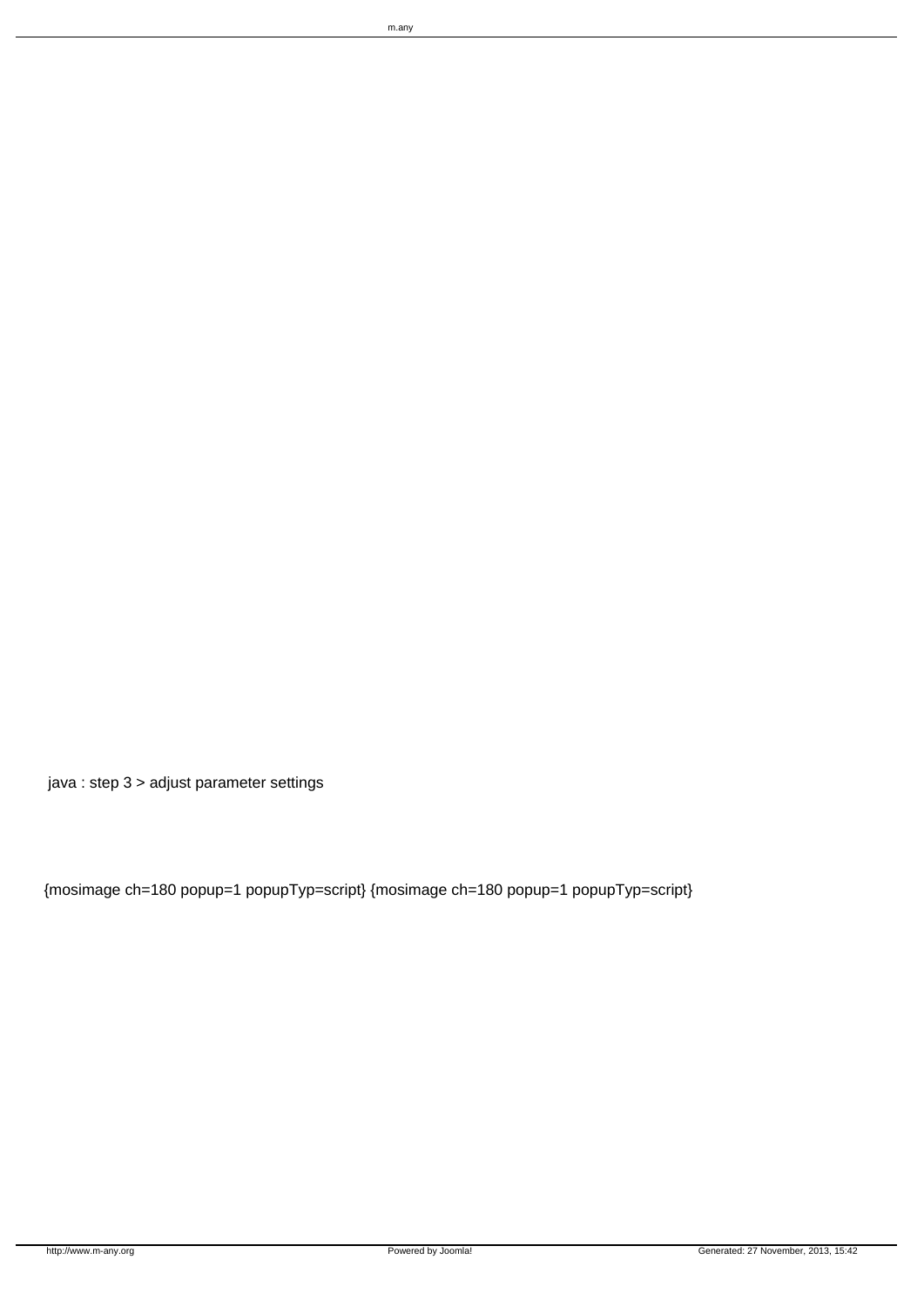java : step 3 > adjust parameter settings

{mosimage ch=180 popup=1 popupTyp=script} {mosimage ch=180 popup=1 popupTyp=script}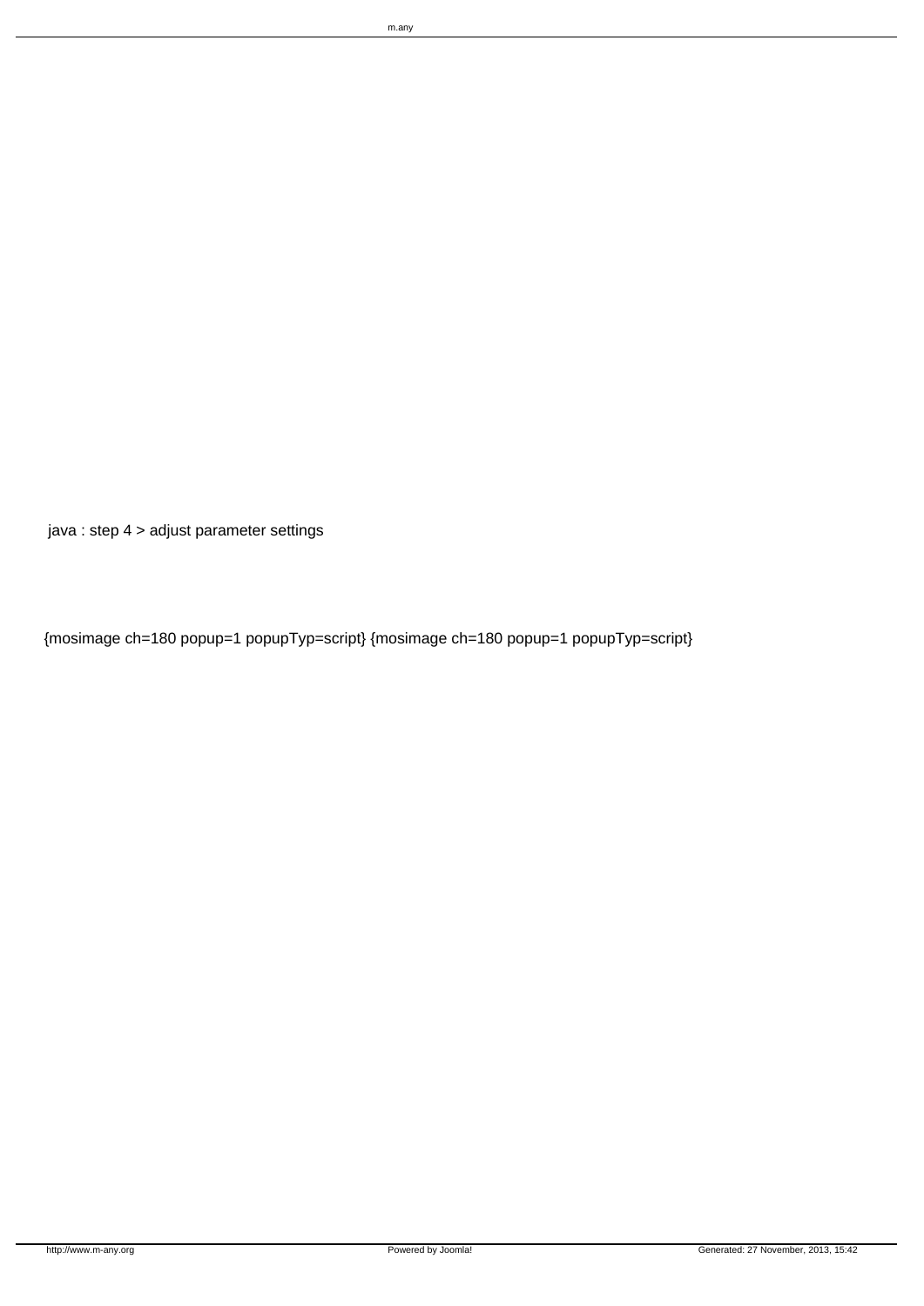java : step 4 > adjust parameter settings

{mosimage ch=180 popup=1 popupTyp=script} {mosimage ch=180 popup=1 popupTyp=script}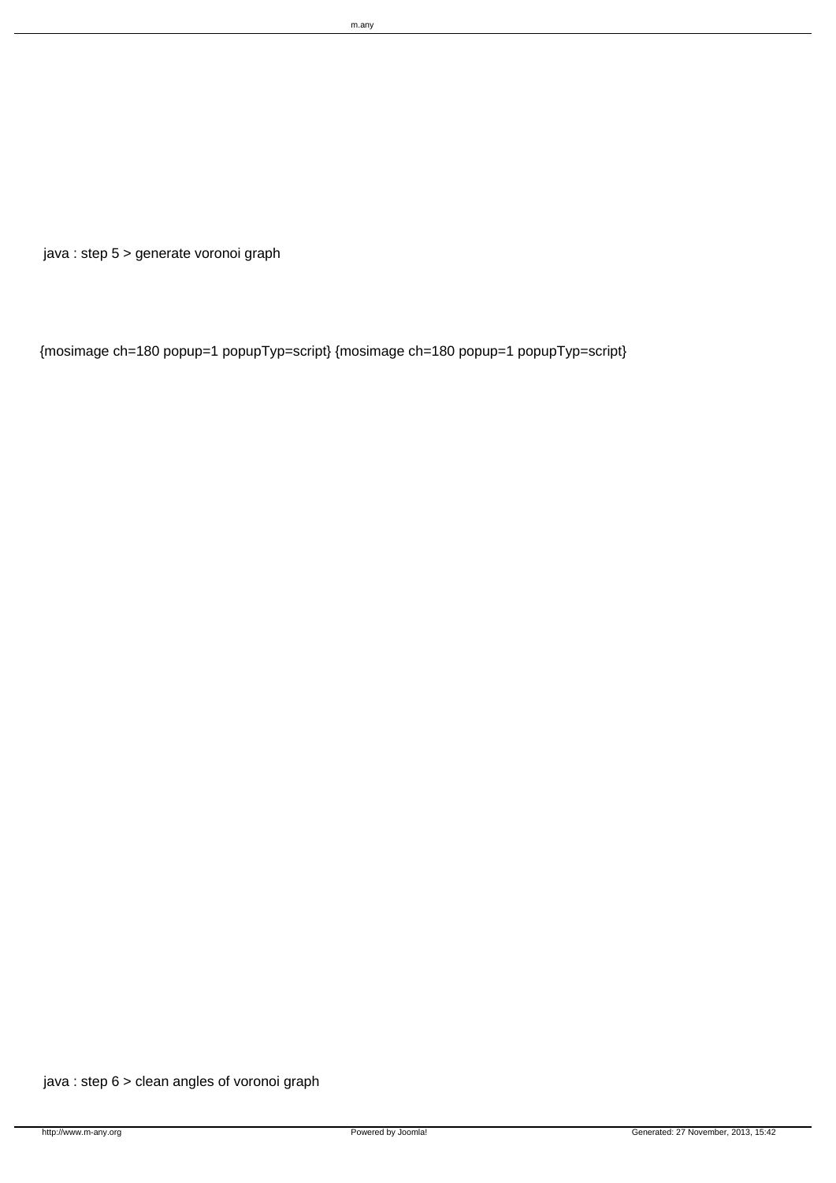java : step 5 > generate voronoi graph

{mosimage ch=180 popup=1 popupTyp=script} {mosimage ch=180 popup=1 popupTyp=script}

java : step 6 > clean angles of voronoi graph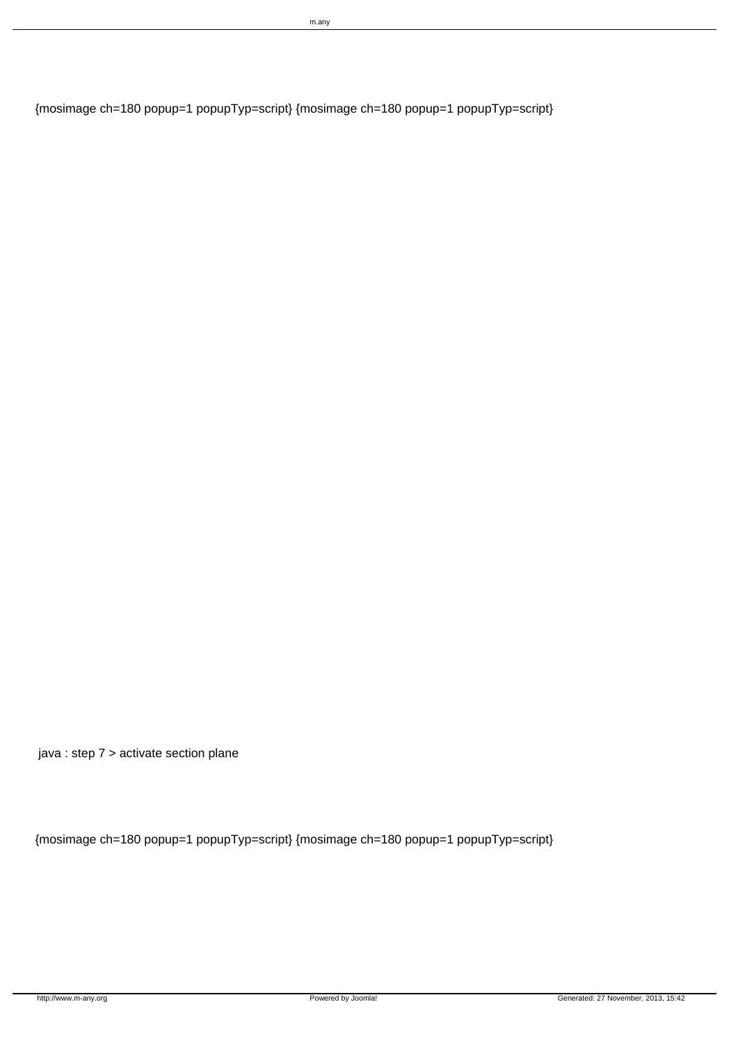{mosimage ch=180 popup=1 popupTyp=script} {mosimage ch=180 popup=1 popupTyp=script}

java : step 7 > activate section plane

{mosimage ch=180 popup=1 popupTyp=script} {mosimage ch=180 popup=1 popupTyp=script}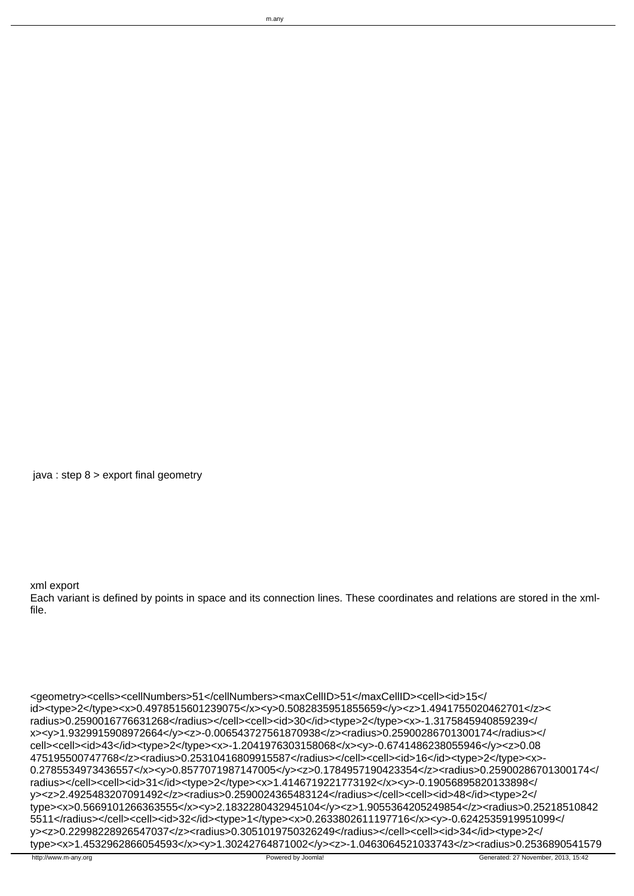java : step 8 > export final geometry

xml export

Each variant is defined by points in space and its connection lines. These coordinates and relations are stored in the xml-file.

```
<geometry><cells><cellNumbers>51</cellNumbers><maxCellID>51</maxCellID><cell><id>15</id><type>2</type><x>0.4978515601239075</x><y>0.5082835951855659</y><z>1.4941755020462701</z><radius>0.2590016776631268</radius></cell><cell><id>30</id><type>2</type><x>-1.3175845940859239</x><y>1.9329915908972664</y><z>-0.006543727561870938</z><radius>0.25900286701300174</radius></cell><cell><id>43</id><type>2</type><x>-1.2041976303158068</x><y>-0.6741486238055946</y><z>0.08475195500747768</z><radius>0.25310416809915587</radius></cell><cell><id>16</id><type>2</type><x>-0.2785534973436557</x><y>0.8577071987147005</y><z>0.1784957190423354</z><radius>0.25900286701300174</radius></cell><cell><id>31</id><type>2</type><x>1.4146719221773192</x><y>-0.19056895820133898</y><z>2.4925483207091492</z><radius>0.2590024365483124</radius></cell><cell><id>48</id><type>2</type><x>0.5669101266363555</x><y>2.1832280432945104</y><z>1.9055364205249854</z><radius>0.252185108425511</radius></cell><cell><id>32</id><type>1</type><x>0.2633802611197716</x><y>-0.6242535919951099</y><z>0.22998228926547037</z><radius>0.3051019750326249</radius></cell><cell><id>34</id><type>2</type><x>1.4532962866054593</x><y>1.30242764871002</y><z>-1.0463064521033743</z><radius>0.2536890541579
```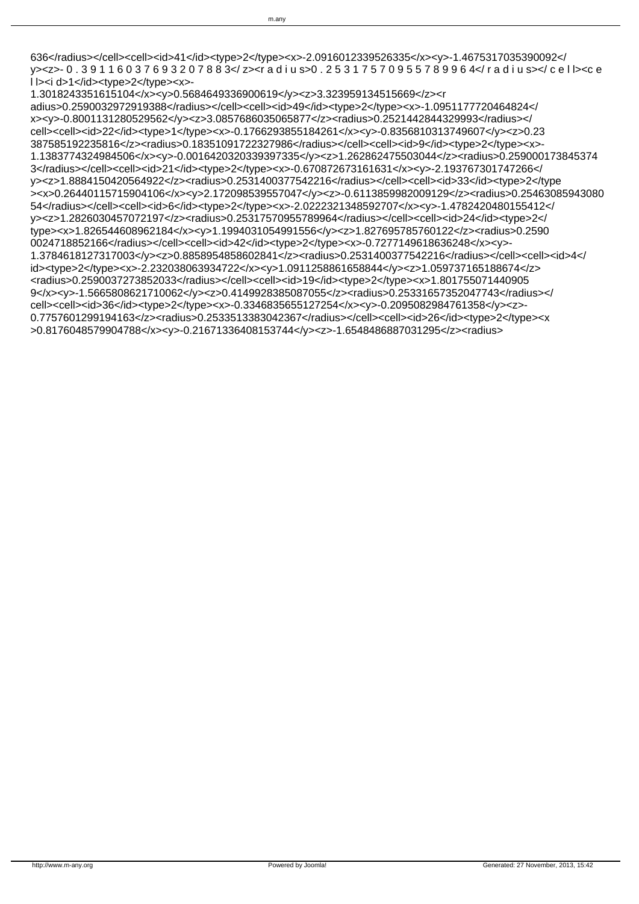636</radius></cell><cell><id>41</id><type>2</type><x>-2.0916012339526335</x><y>-1.4675317035390092</y><z>-0.3911603769320788 3</z><radius>0.2531757095578996 4</radius></cell><cell><id>1</id><type>2</type><x>-1.3018243351615104</x><y>0.5684649336900619</y><z>3.323959134515669</z><radius>0.2590032972919388</radius></cell><cell><id>49</id><type>2</type><x>-1.0951177720464824</x><y>-0.8001131280529562</y><z>3.0857686035065877</z><radius>0.2521442844329993</radius></cell><cell><id>22</id><type>1</type><x>-0.1766293855184261</x><y>-0.8356810313749607</y><z>0.23387585192235816</z><radius>0.18351091722327986</radius></cell><cell><id>9</id><type>2</type><x>-1.13837743249845O6</x><y>-0.0016420320339397335</y><z>1.262862475503044</z><radius>0.2590001738453743</radius></cell><cell><id>21</id><type>2</type><x>-0.670872673161631</x><y>-2.193767301747266</y><z>1.8884150420564922</z><radius>0.2531400377542216</radius></cell><cell><id>33</id><type>2</type><x>0.26440115715904106</x><y>2.172098539557047</y><z>-0.6113859982009129</z><radius>0.2546308594308054</radius></cell><cell><id>6</id><type>2</type><x>-2.0222321348592707</x><y>-1.4782420480155412</y><z>1.2826030457072197</z><radius>0.25317570955789964</radius></cell><cell><id>24</id><type>2</type><x>1.826544608962184</x><y>1.1994031054991556</y><z>1.827695785760122</z><radius>0.25900024718852166</radius></cell><cell><id>42</id><type>2</type><x>-0.7277149618636248</x><y>-1.3784618127317003</y><z>0.8858954858602841</z><radius>0.2531400377542216</radius></cell><cell><id>4</id><type>2</type><x>-2.232038063934722</x><y>1.0911258861658844</y><z>1.059737165188674</z><radius>0.2590037273852033</radius></cell><cell><id>19</id><type>2</type><x>1.8017550714409059</x><y>-1.5665808621710062</y><z>0.4149928385087055</z><radius>0.25331657352047743</radius></cell><cell><id>36</id><type>2</type><x>-0.3346835655127254</x><y>-0.2095082984761358</y><z>-0.7757601299194163</z><radius>0.2533513383042367</radius></cell><cell><id>26</id><type>2</type><x>0.8176048579904788</x><y>-0.21671336408153744</y><z>-1.6548486887031295</z><radius>